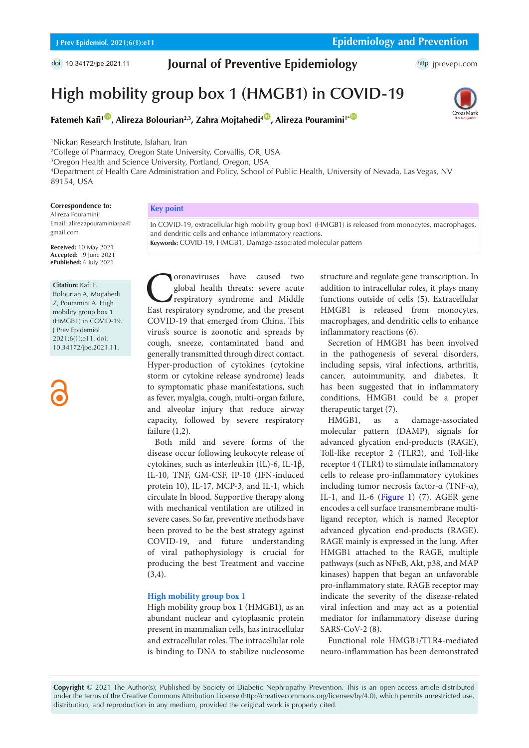# High mobility group box 1 (HMGB1) in COVID-19

**Fatemeh Kafi[1], Alireza Bolourian[2,3], Zahra Mojtahedi[4], Alireza Pouramini[1]***

[1]Nickan Research Institute, Isfahan, Iran
[2]College of Pharmacy, Oregon State University, Corvallis, OR, USA
[3]Oregon Health and Science University, Portland, Oregon, USA
[4]Department of Health Care Administration and Policy, School of Public Health, University of Nevada, Las Vegas, NV 89154, USA

**Correspondence to:**
Alireza Pouramini;
Email: alirezapouraminiarpa@gmail.com

**Received:** 10 May 2021
**Accepted:** 19 June 2021
**ePublished:** 6 July 2021

**Citation:** Kafi F, Bolourian A, Mojtahedi Z, Pouramini A. High mobility group box 1 (HMGB1) in COVID-19. J Prev Epidemiol. 2021;6(1):e11. doi: 10.34172/jpe.2021.11.

**Key point**

In COVID-19, extracellular high mobility group box1 (HMGB1) is released from monocytes, macrophages, and dendritic cells and enhance inflammatory reactions.

**Keywords:** COVID-19, HMGB1, Damage-associated molecular pattern

Coronaviruses have caused two global health threats: severe acute respiratory syndrome and Middle East respiratory syndrome, and the present COVID-19 that emerged from China. This virus's source is zoonotic and spreads by cough, sneeze, contaminated hand and generally transmitted through direct contact. Hyper-production of cytokines (cytokine storm or cytokine release syndrome) leads to symptomatic phase manifestations, such as fever, myalgia, cough, multi-organ failure, and alveolar injury that reduce airway capacity, followed by severe respiratory failure (1,2).

Both mild and severe forms of the disease occur following leukocyte release of cytokines, such as interleukin (IL)-6, IL-1β, IL-10, TNF, GM-CSF, IP-10 (IFN-induced protein 10), IL-17, MCP-3, and IL-1, which circulate ln blood. Supportive therapy along with mechanical ventilation are utilized in severe cases. So far, preventive methods have been proved to be the best strategy against COVID-19, and future understanding of viral pathophysiology is crucial for producing the best Treatment and vaccine (3,4).

## High mobility group box 1

High mobility group box 1 (HMGB1), as an abundant nuclear and cytoplasmic protein present in mammalian cells, has intracellular and extracellular roles. The intracellular role is binding to DNA to stabilize nucleosome structure and regulate gene transcription. In addition to intracellular roles, it plays many functions outside of cells (5). Extracellular HMGB1 is released from monocytes, macrophages, and dendritic cells to enhance inflammatory reactions (6).

Secretion of HMGB1 has been involved in the pathogenesis of several disorders, including sepsis, viral infections, arthritis, cancer, autoimmunity, and diabetes. It has been suggested that in inflammatory conditions, HMGB1 could be a proper therapeutic target (7).

HMGB1, as a damage-associated molecular pattern (DAMP), signals for advanced glycation end-products (RAGE), Toll-like receptor 2 (TLR2), and Toll-like receptor 4 (TLR4) to stimulate inflammatory cells to release pro-inflammatory cytokines including tumor necrosis factor-α (TNF-α), IL-1, and IL-6 (Figure 1) (7). AGER gene encodes a cell surface transmembrane multi-ligand receptor, which is named Receptor advanced glycation end-products (RAGE). RAGE mainly is expressed in the lung. After HMGB1 attached to the RAGE, multiple pathways (such as NFκB, Akt, p38, and MAP kinases) happen that began an unfavorable pro-inflammatory state. RAGE receptor may indicate the severity of the disease-related viral infection and may act as a potential mediator for inflammatory disease during SARS-CoV-2 (8).

Functional role HMGB1/TLR4-mediated neuro-inflammation has been demonstrated

**Copyright** © 2021 The Author(s); Published by Society of Diabetic Nephropathy Prevention. This is an open-access article distributed under the terms of the Creative Commons Attribution License (http://creativecommons.org/licenses/by/4.0), which permits unrestricted use, distribution, and reproduction in any medium, provided the original work is properly cited.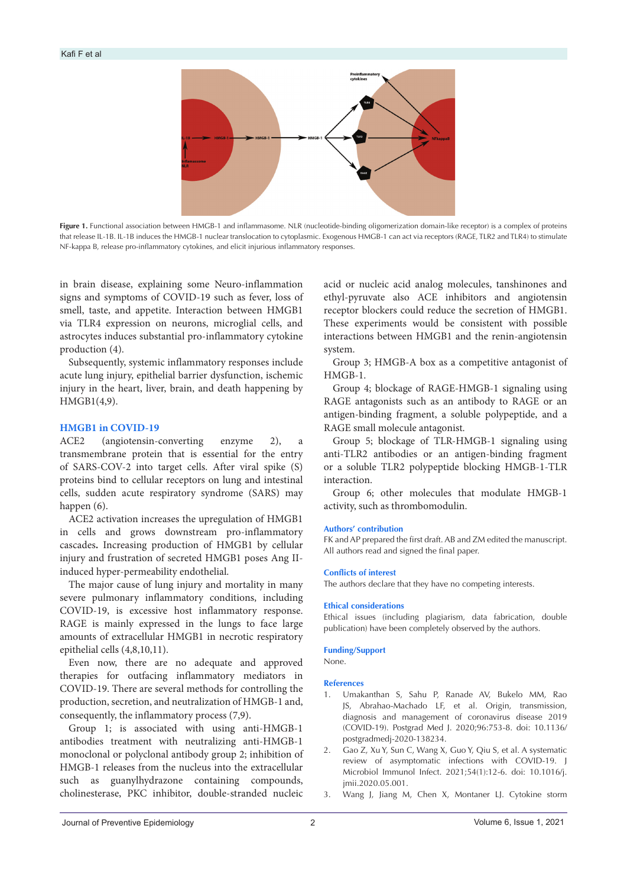**Figure 1.** Functional association between HMGB-1 and inflammasome. NLR (nucleotide-binding oligomerization domain-like receptor) is a complex of proteins that release IL-1B. IL-1B induces the HMGB-1 nuclear translocation to cytoplasmic. Exogenous HMGB-1 can act via receptors (RAGE, TLR2 and TLR4) to stimulate NF-kappa B, release pro-inflammatory cytokines, and elicit injurious inflammatory responses.

in brain disease, explaining some Neuro-inflammation signs and symptoms of COVID-19 such as fever, loss of smell, taste, and appetite. Interaction between HMGB1 via TLR4 expression on neurons, microglial cells, and astrocytes induces substantial pro-inflammatory cytokine production (4).

Subsequently, systemic inflammatory responses include acute lung injury, epithelial barrier dysfunction, ischemic injury in the heart, liver, brain, and death happening by HMGB1(4,9).

## HMGB1 in COVID-19

ACE2 (angiotensin-converting enzyme 2), a transmembrane protein that is essential for the entry of SARS-COV-2 into target cells. After viral spike (S) proteins bind to cellular receptors on lung and intestinal cells, sudden acute respiratory syndrome (SARS) may happen (6).

ACE2 activation increases the upregulation of HMGB1 in cells and grows downstream pro-inflammatory cascades**.** Increasing production of HMGB1 by cellular injury and frustration of secreted HMGB1 poses Ang II-induced hyper-permeability endothelial.

The major cause of lung injury and mortality in many severe pulmonary inflammatory conditions, including COVID-19, is excessive host inflammatory response. RAGE is mainly expressed in the lungs to face large amounts of extracellular HMGB1 in necrotic respiratory epithelial cells (4,8,10,11).

Even now, there are no adequate and approved therapies for outfacing inflammatory mediators in COVID-19. There are several methods for controlling the production, secretion, and neutralization of HMGB-1 and, consequently, the inflammatory process (7,9).

Group 1; is associated with using anti-HMGB-1 antibodies treatment with neutralizing anti-HMGB-1 monoclonal or polyclonal antibody group 2; inhibition of HMGB-1 releases from the nucleus into the extracellular such as guanylhydrazone containing compounds, cholinesterase, PKC inhibitor, double-stranded nucleic acid or nucleic acid analog molecules, tanshinones and ethyl-pyruvate also ACE inhibitors and angiotensin receptor blockers could reduce the secretion of HMGB1. These experiments would be consistent with possible interactions between HMGB1 and the renin-angiotensin system.

Group 3; HMGB-A box as a competitive antagonist of HMGB-1.

Group 4; blockage of RAGE-HMGB-1 signaling using RAGE antagonists such as an antibody to RAGE or an antigen-binding fragment, a soluble polypeptide, and a RAGE small molecule antagonist.

Group 5; blockage of TLR-HMGB-1 signaling using anti-TLR2 antibodies or an antigen-binding fragment or a soluble TLR2 polypeptide blocking HMGB-1-TLR interaction.

Group 6; other molecules that modulate HMGB-1 activity, such as thrombomodulin.

## Authors' contribution

FK and AP prepared the first draft. AB and ZM edited the manuscript. All authors read and signed the final paper.

## Conflicts of interest

The authors declare that they have no competing interests.

## Ethical considerations

Ethical issues (including plagiarism, data fabrication, double publication) have been completely observed by the authors.

## Funding/Support

None.

## References

1. Umakanthan S, Sahu P, Ranade AV, Bukelo MM, Rao JS, Abrahao-Machado LF, et al. Origin, transmission, diagnosis and management of coronavirus disease 2019 (COVID-19). Postgrad Med J. 2020;96:753-8. doi: 10.1136/postgradmedj-2020-138234.
2. Gao Z, Xu Y, Sun C, Wang X, Guo Y, Qiu S, et al. A systematic review of asymptomatic infections with COVID-19. J Microbiol Immunol Infect. 2021;54(1):12-6. doi: 10.1016/j.jmii.2020.05.001.
3. Wang J, Jiang M, Chen X, Montaner LJ. Cytokine storm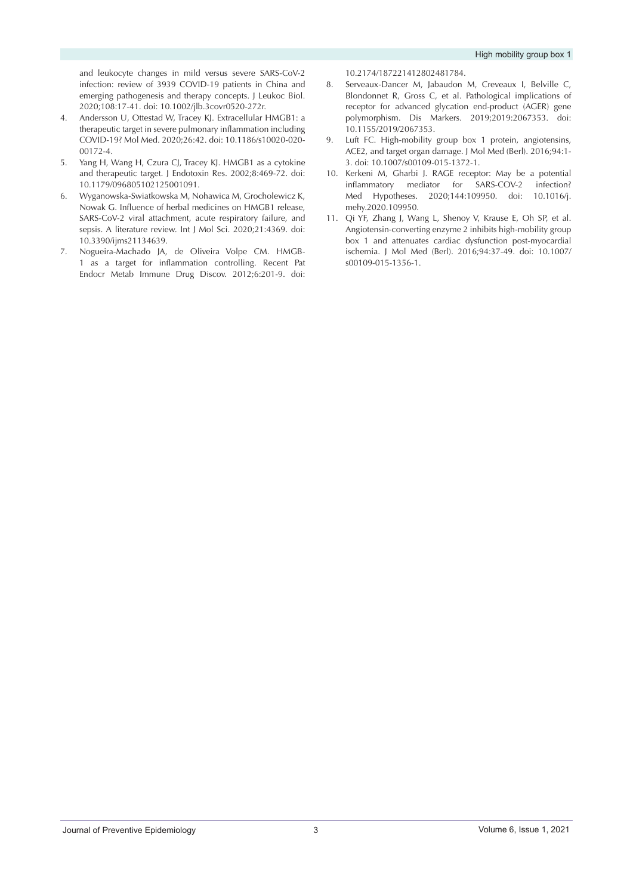and leukocyte changes in mild versus severe SARS-CoV-2 infection: review of 3939 COVID-19 patients in China and emerging pathogenesis and therapy concepts. J Leukoc Biol. 2020;108:17-41. doi: 10.1002/jlb.3covr0520-272r.

4. Andersson U, Ottestad W, Tracey KJ. Extracellular HMGB1: a therapeutic target in severe pulmonary inflammation including COVID-19? Mol Med. 2020;26:42. doi: 10.1186/s10020-020-00172-4.
5. Yang H, Wang H, Czura CJ, Tracey KJ. HMGB1 as a cytokine and therapeutic target. J Endotoxin Res. 2002;8:469-72. doi: 10.1179/096805102125001091.
6. Wyganowska-Swiatkowska M, Nohawica M, Grocholewicz K, Nowak G. Influence of herbal medicines on HMGB1 release, SARS-CoV-2 viral attachment, acute respiratory failure, and sepsis. A literature review. Int J Mol Sci. 2020;21:4369. doi: 10.3390/ijms21134639.
7. Nogueira-Machado JA, de Oliveira Volpe CM. HMGB-1 as a target for inflammation controlling. Recent Pat Endocr Metab Immune Drug Discov. 2012;6:201-9. doi: 10.2174/187221412802481784.
8. Serveaux-Dancer M, Jabaudon M, Creveaux I, Belville C, Blondonnet R, Gross C, et al. Pathological implications of receptor for advanced glycation end-product (AGER) gene polymorphism. Dis Markers. 2019;2019:2067353. doi: 10.1155/2019/2067353.
9. Luft FC. High-mobility group box 1 protein, angiotensins, ACE2, and target organ damage. J Mol Med (Berl). 2016;94:1-3. doi: 10.1007/s00109-015-1372-1.
10. Kerkeni M, Gharbi J. RAGE receptor: May be a potential inflammatory mediator for SARS-COV-2 infection? Med Hypotheses. 2020;144:109950. doi: 10.1016/j.mehy.2020.109950.
11. Qi YF, Zhang J, Wang L, Shenoy V, Krause E, Oh SP, et al. Angiotensin-converting enzyme 2 inhibits high-mobility group box 1 and attenuates cardiac dysfunction post-myocardial ischemia. J Mol Med (Berl). 2016;94:37-49. doi: 10.1007/s00109-015-1356-1.